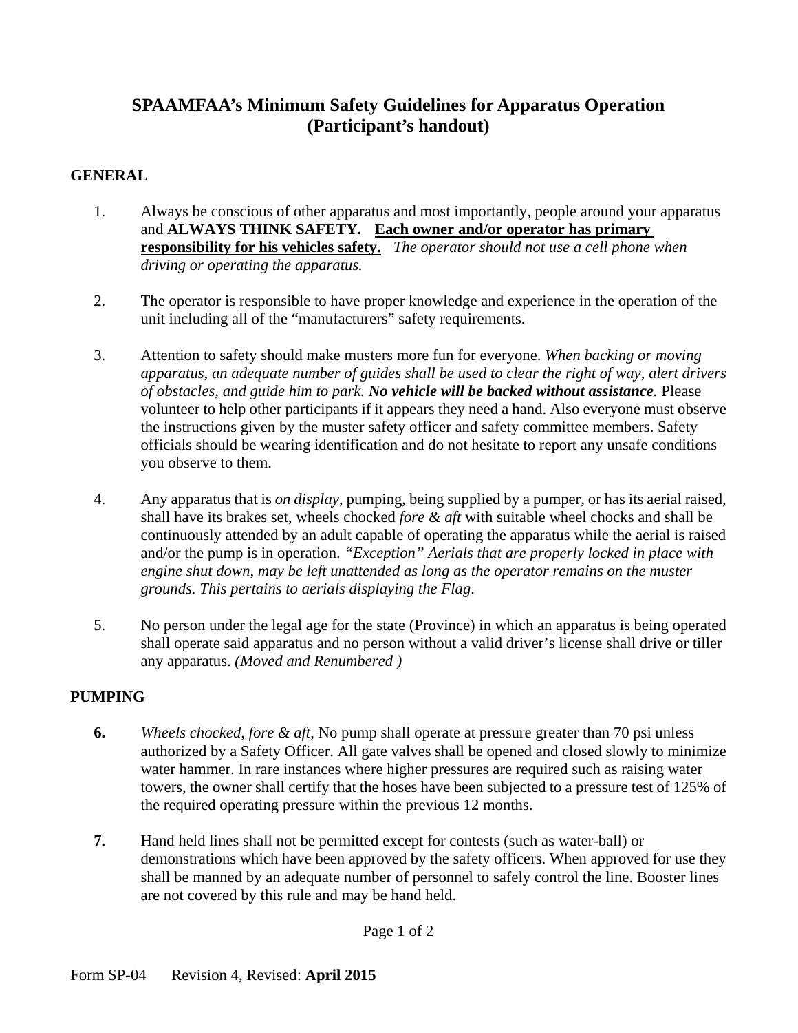# SPAAMFAA's Minimum Safety Guidelines for Apparatus Operation (Participant's handout)

## GENERAL

1. Always be conscious of other apparatus and most importantly, people around your apparatus and **ALWAYS THINK SAFETY.** **<u>Each owner and/or operator has primary responsibility for his vehicles safety.</u>** *The operator should not use a cell phone when driving or operating the apparatus.*

2. The operator is responsible to have proper knowledge and experience in the operation of the unit including all of the "manufacturers" safety requirements.

3. Attention to safety should make musters more fun for everyone. *When backing or moving apparatus, an adequate number of guides shall be used to clear the right of way, alert drivers of obstacles, and guide him to park.* ***No vehicle will be backed without assistance.*** Please volunteer to help other participants if it appears they need a hand. Also everyone must observe the instructions given by the muster safety officer and safety committee members. Safety officials should be wearing identification and do not hesitate to report any unsafe conditions you observe to them.

4. Any apparatus that is *on display*, pumping, being supplied by a pumper, or has its aerial raised, shall have its brakes set, wheels chocked *fore & aft* with suitable wheel chocks and shall be continuously attended by an adult capable of operating the apparatus while the aerial is raised and/or the pump is in operation. *"Exception" Aerials that are properly locked in place with engine shut down, may be left unattended as long as the operator remains on the muster grounds. This pertains to aerials displaying the Flag.*

5. No person under the legal age for the state (Province) in which an apparatus is being operated shall operate said apparatus and no person without a valid driver's license shall drive or tiller any apparatus. *(Moved and Renumbered )*

## PUMPING

**6.** *Wheels chocked, fore & aft*, No pump shall operate at pressure greater than 70 psi unless authorized by a Safety Officer. All gate valves shall be opened and closed slowly to minimize water hammer. In rare instances where higher pressures are required such as raising water towers, the owner shall certify that the hoses have been subjected to a pressure test of 125% of the required operating pressure within the previous 12 months.

**7.** Hand held lines shall not be permitted except for contests (such as water-ball) or demonstrations which have been approved by the safety officers. When approved for use they shall be manned by an adequate number of personnel to safely control the line. Booster lines are not covered by this rule and may be hand held.

Form SP-04 Revision 4, Revised: **April 2015**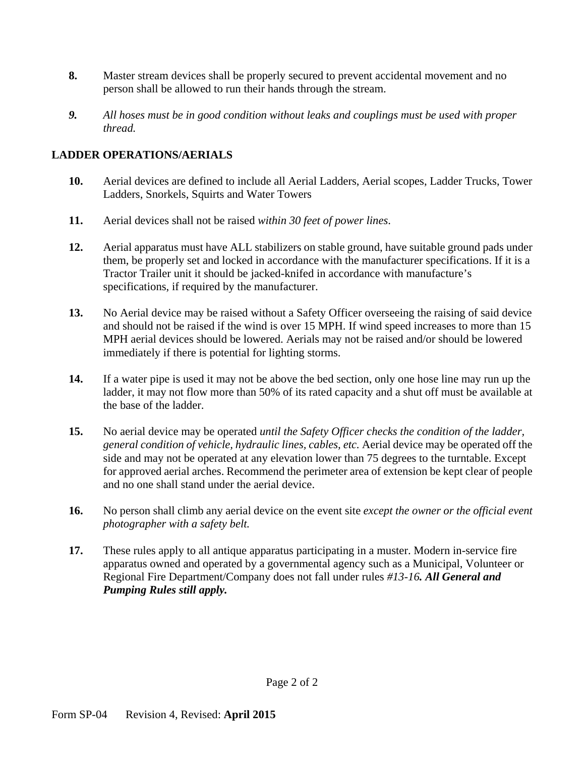**8.** Master stream devices shall be properly secured to prevent accidental movement and no person shall be allowed to run their hands through the stream.

***9.*** *All hoses must be in good condition without leaks and couplings must be used with proper thread.*

**LADDER OPERATIONS/AERIALS**

**10.** Aerial devices are defined to include all Aerial Ladders, Aerial scopes, Ladder Trucks, Tower Ladders, Snorkels, Squirts and Water Towers

**11.** Aerial devices shall not be raised *within 30 feet of power lines*.

**12.** Aerial apparatus must have ALL stabilizers on stable ground, have suitable ground pads under them, be properly set and locked in accordance with the manufacturer specifications. If it is a Tractor Trailer unit it should be jacked-knifed in accordance with manufacture's specifications, if required by the manufacturer.

**13.** No Aerial device may be raised without a Safety Officer overseeing the raising of said device and should not be raised if the wind is over 15 MPH. If wind speed increases to more than 15 MPH aerial devices should be lowered. Aerials may not be raised and/or should be lowered immediately if there is potential for lighting storms.

**14.** If a water pipe is used it may not be above the bed section, only one hose line may run up the ladder, it may not flow more than 50% of its rated capacity and a shut off must be available at the base of the ladder.

**15.** No aerial device may be operated *until the Safety Officer checks the condition of the ladder, general condition of vehicle, hydraulic lines, cables, etc*. Aerial device may be operated off the side and may not be operated at any elevation lower than 75 degrees to the turntable. Except for approved aerial arches. Recommend the perimeter area of extension be kept clear of people and no one shall stand under the aerial device.

**16.** No person shall climb any aerial device on the event site *except the owner or the official event photographer with a safety belt.*

**17.** These rules apply to all antique apparatus participating in a muster. Modern in-service fire apparatus owned and operated by a governmental agency such as a Municipal, Volunteer or Regional Fire Department/Company does not fall under rules *#13-16****. All General and Pumping Rules still apply.***

Form SP-04 Revision 4, Revised: **April 2015**